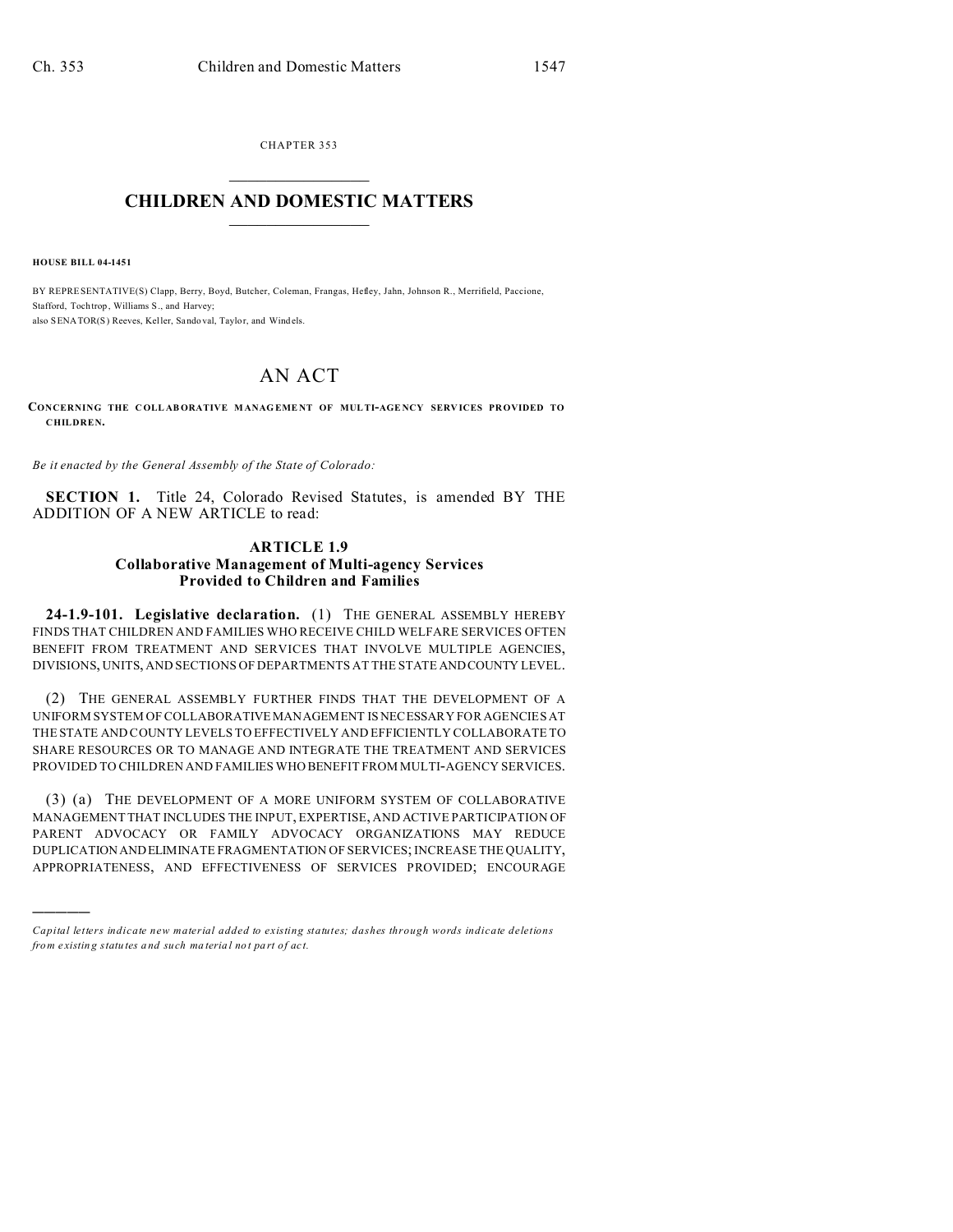CHAPTER 353

# CHILDREN AND DOMESTIC MATTERS

**HOUSE BILL 04-1451**

BY REPRESENTATIVE(S) Clapp, Berry, Boyd, Butcher, Coleman, Frangas, Hefley, Jahn, Johnson R., Merrifield, Paccione, Stafford, Tochtrop, Williams S., and Harvey;
also SENATOR(S) Reeves, Keller, Sandoval, Taylor, and Windels.

# AN ACT

**CONCERNING THE COLLABORATIVE MANAGEMENT OF MULTI-AGENCY SERVICES PROVIDED TO CHILDREN.**

*Be it enacted by the General Assembly of the State of Colorado:*

**SECTION 1.** Title 24, Colorado Revised Statutes, is amended BY THE ADDITION OF A NEW ARTICLE to read:

## ARTICLE 1.9
## Collaborative Management of Multi-agency Services Provided to Children and Families

**24-1.9-101. Legislative declaration.** (1) THE GENERAL ASSEMBLY HEREBY FINDS THAT CHILDREN AND FAMILIES WHO RECEIVE CHILD WELFARE SERVICES OFTEN BENEFIT FROM TREATMENT AND SERVICES THAT INVOLVE MULTIPLE AGENCIES, DIVISIONS, UNITS, AND SECTIONS OF DEPARTMENTS AT THE STATE AND COUNTY LEVEL.

(2) THE GENERAL ASSEMBLY FURTHER FINDS THAT THE DEVELOPMENT OF A UNIFORM SYSTEM OF COLLABORATIVE MANAGEMENT IS NECESSARY FOR AGENCIES AT THE STATE AND COUNTY LEVELS TO EFFECTIVELY AND EFFICIENTLY COLLABORATE TO SHARE RESOURCES OR TO MANAGE AND INTEGRATE THE TREATMENT AND SERVICES PROVIDED TO CHILDREN AND FAMILIES WHO BENEFIT FROM MULTI-AGENCY SERVICES.

(3) (a) THE DEVELOPMENT OF A MORE UNIFORM SYSTEM OF COLLABORATIVE MANAGEMENT THAT INCLUDES THE INPUT, EXPERTISE, AND ACTIVE PARTICIPATION OF PARENT ADVOCACY OR FAMILY ADVOCACY ORGANIZATIONS MAY REDUCE DUPLICATION AND ELIMINATE FRAGMENTATION OF SERVICES; INCREASE THE QUALITY, APPROPRIATENESS, AND EFFECTIVENESS OF SERVICES PROVIDED; ENCOURAGE

---

*Capital letters indicate new material added to existing statutes; dashes through words indicate deletions from existing statutes and such material not part of act.*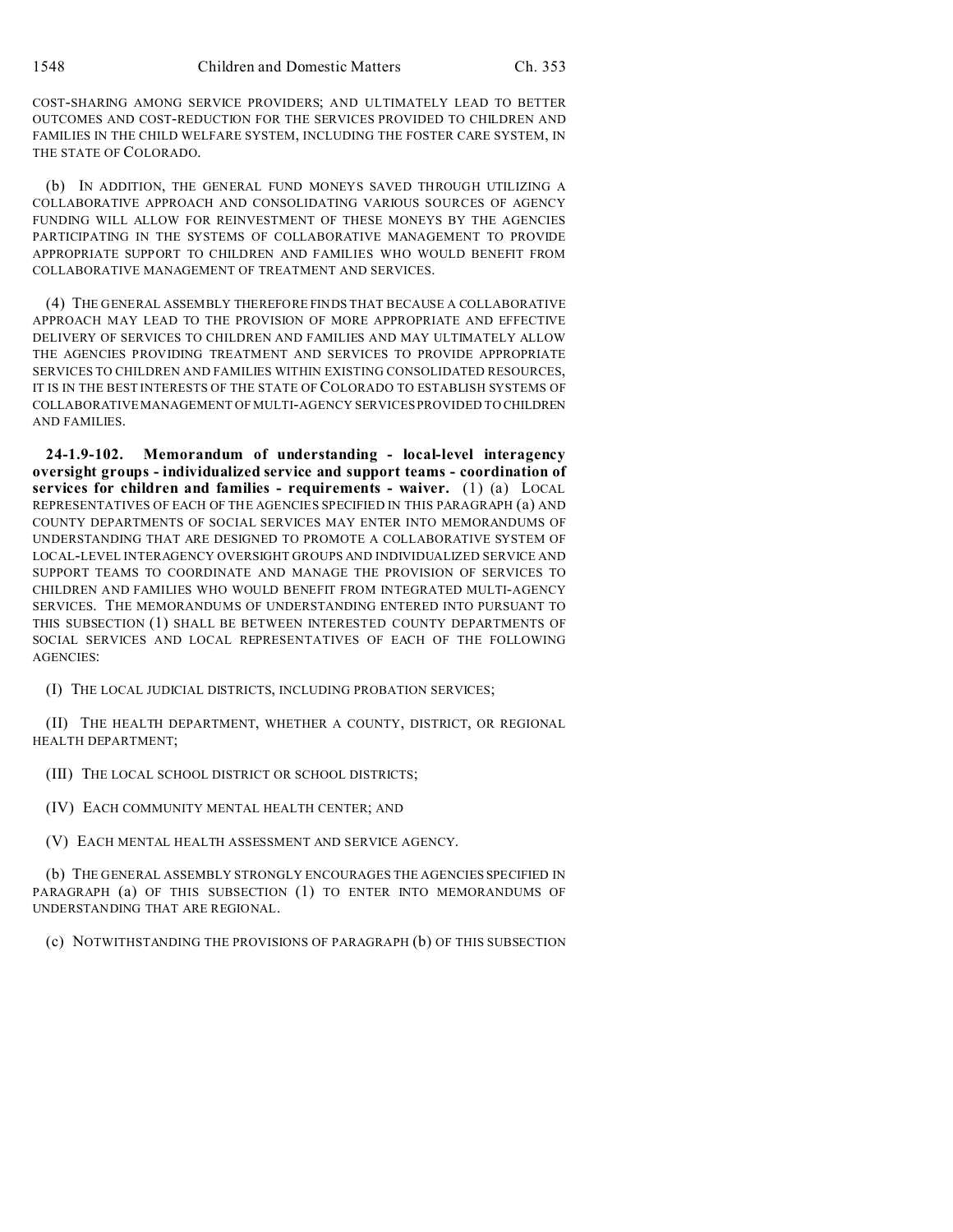COST-SHARING AMONG SERVICE PROVIDERS; AND ULTIMATELY LEAD TO BETTER OUTCOMES AND COST-REDUCTION FOR THE SERVICES PROVIDED TO CHILDREN AND FAMILIES IN THE CHILD WELFARE SYSTEM, INCLUDING THE FOSTER CARE SYSTEM, IN THE STATE OF COLORADO.

(b) IN ADDITION, THE GENERAL FUND MONEYS SAVED THROUGH UTILIZING A COLLABORATIVE APPROACH AND CONSOLIDATING VARIOUS SOURCES OF AGENCY FUNDING WILL ALLOW FOR REINVESTMENT OF THESE MONEYS BY THE AGENCIES PARTICIPATING IN THE SYSTEMS OF COLLABORATIVE MANAGEMENT TO PROVIDE APPROPRIATE SUPPORT TO CHILDREN AND FAMILIES WHO WOULD BENEFIT FROM COLLABORATIVE MANAGEMENT OF TREATMENT AND SERVICES.

(4) THE GENERAL ASSEMBLY THEREFORE FINDS THAT BECAUSE A COLLABORATIVE APPROACH MAY LEAD TO THE PROVISION OF MORE APPROPRIATE AND EFFECTIVE DELIVERY OF SERVICES TO CHILDREN AND FAMILIES AND MAY ULTIMATELY ALLOW THE AGENCIES PROVIDING TREATMENT AND SERVICES TO PROVIDE APPROPRIATE SERVICES TO CHILDREN AND FAMILIES WITHIN EXISTING CONSOLIDATED RESOURCES, IT IS IN THE BEST INTERESTS OF THE STATE OF COLORADO TO ESTABLISH SYSTEMS OF COLLABORATIVE MANAGEMENT OF MULTI-AGENCY SERVICES PROVIDED TO CHILDREN AND FAMILIES.

**24-1.9-102. Memorandum of understanding - local-level interagency oversight groups - individualized service and support teams - coordination of services for children and families - requirements - waiver.** (1) (a) LOCAL REPRESENTATIVES OF EACH OF THE AGENCIES SPECIFIED IN THIS PARAGRAPH (a) AND COUNTY DEPARTMENTS OF SOCIAL SERVICES MAY ENTER INTO MEMORANDUMS OF UNDERSTANDING THAT ARE DESIGNED TO PROMOTE A COLLABORATIVE SYSTEM OF LOCAL-LEVEL INTERAGENCY OVERSIGHT GROUPS AND INDIVIDUALIZED SERVICE AND SUPPORT TEAMS TO COORDINATE AND MANAGE THE PROVISION OF SERVICES TO CHILDREN AND FAMILIES WHO WOULD BENEFIT FROM INTEGRATED MULTI-AGENCY SERVICES. THE MEMORANDUMS OF UNDERSTANDING ENTERED INTO PURSUANT TO THIS SUBSECTION (1) SHALL BE BETWEEN INTERESTED COUNTY DEPARTMENTS OF SOCIAL SERVICES AND LOCAL REPRESENTATIVES OF EACH OF THE FOLLOWING AGENCIES:

(I) THE LOCAL JUDICIAL DISTRICTS, INCLUDING PROBATION SERVICES;

(II) THE HEALTH DEPARTMENT, WHETHER A COUNTY, DISTRICT, OR REGIONAL HEALTH DEPARTMENT;

(III) THE LOCAL SCHOOL DISTRICT OR SCHOOL DISTRICTS;

(IV) EACH COMMUNITY MENTAL HEALTH CENTER; AND

(V) EACH MENTAL HEALTH ASSESSMENT AND SERVICE AGENCY.

(b) THE GENERAL ASSEMBLY STRONGLY ENCOURAGES THE AGENCIES SPECIFIED IN PARAGRAPH (a) OF THIS SUBSECTION (1) TO ENTER INTO MEMORANDUMS OF UNDERSTANDING THAT ARE REGIONAL.

(c) NOTWITHSTANDING THE PROVISIONS OF PARAGRAPH (b) OF THIS SUBSECTION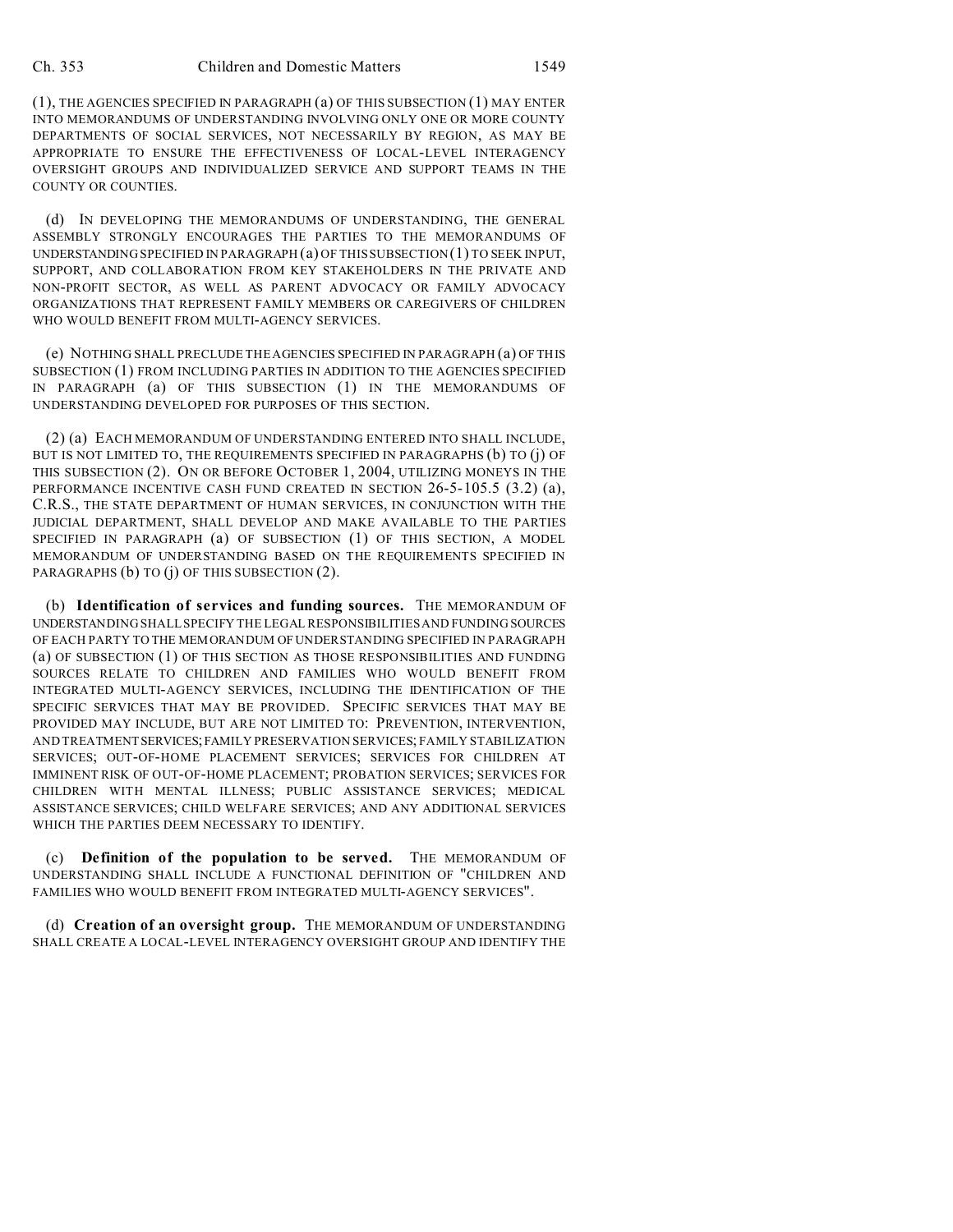(1), THE AGENCIES SPECIFIED IN PARAGRAPH (a) OF THIS SUBSECTION (1) MAY ENTER INTO MEMORANDUMS OF UNDERSTANDING INVOLVING ONLY ONE OR MORE COUNTY DEPARTMENTS OF SOCIAL SERVICES, NOT NECESSARILY BY REGION, AS MAY BE APPROPRIATE TO ENSURE THE EFFECTIVENESS OF LOCAL-LEVEL INTERAGENCY OVERSIGHT GROUPS AND INDIVIDUALIZED SERVICE AND SUPPORT TEAMS IN THE COUNTY OR COUNTIES.

(d) IN DEVELOPING THE MEMORANDUMS OF UNDERSTANDING, THE GENERAL ASSEMBLY STRONGLY ENCOURAGES THE PARTIES TO THE MEMORANDUMS OF UNDERSTANDING SPECIFIED IN PARAGRAPH (a) OF THIS SUBSECTION (1) TO SEEK INPUT, SUPPORT, AND COLLABORATION FROM KEY STAKEHOLDERS IN THE PRIVATE AND NON-PROFIT SECTOR, AS WELL AS PARENT ADVOCACY OR FAMILY ADVOCACY ORGANIZATIONS THAT REPRESENT FAMILY MEMBERS OR CAREGIVERS OF CHILDREN WHO WOULD BENEFIT FROM MULTI-AGENCY SERVICES.

(e) NOTHING SHALL PRECLUDE THE AGENCIES SPECIFIED IN PARAGRAPH (a) OF THIS SUBSECTION (1) FROM INCLUDING PARTIES IN ADDITION TO THE AGENCIES SPECIFIED IN PARAGRAPH (a) OF THIS SUBSECTION (1) IN THE MEMORANDUMS OF UNDERSTANDING DEVELOPED FOR PURPOSES OF THIS SECTION.

(2) (a) EACH MEMORANDUM OF UNDERSTANDING ENTERED INTO SHALL INCLUDE, BUT IS NOT LIMITED TO, THE REQUIREMENTS SPECIFIED IN PARAGRAPHS (b) TO (j) OF THIS SUBSECTION (2). ON OR BEFORE OCTOBER 1, 2004, UTILIZING MONEYS IN THE PERFORMANCE INCENTIVE CASH FUND CREATED IN SECTION 26-5-105.5 (3.2) (a), C.R.S., THE STATE DEPARTMENT OF HUMAN SERVICES, IN CONJUNCTION WITH THE JUDICIAL DEPARTMENT, SHALL DEVELOP AND MAKE AVAILABLE TO THE PARTIES SPECIFIED IN PARAGRAPH (a) OF SUBSECTION (1) OF THIS SECTION, A MODEL MEMORANDUM OF UNDERSTANDING BASED ON THE REQUIREMENTS SPECIFIED IN PARAGRAPHS (b) TO (j) OF THIS SUBSECTION (2).

(b) **Identification of services and funding sources.** THE MEMORANDUM OF UNDERSTANDING SHALL SPECIFY THE LEGAL RESPONSIBILITIES AND FUNDING SOURCES OF EACH PARTY TO THE MEMORANDUM OF UNDERSTANDING SPECIFIED IN PARAGRAPH (a) OF SUBSECTION (1) OF THIS SECTION AS THOSE RESPONSIBILITIES AND FUNDING SOURCES RELATE TO CHILDREN AND FAMILIES WHO WOULD BENEFIT FROM INTEGRATED MULTI-AGENCY SERVICES, INCLUDING THE IDENTIFICATION OF THE SPECIFIC SERVICES THAT MAY BE PROVIDED. SPECIFIC SERVICES THAT MAY BE PROVIDED MAY INCLUDE, BUT ARE NOT LIMITED TO: PREVENTION, INTERVENTION, AND TREATMENT SERVICES; FAMILY PRESERVATION SERVICES; FAMILY STABILIZATION SERVICES; OUT-OF-HOME PLACEMENT SERVICES; SERVICES FOR CHILDREN AT IMMINENT RISK OF OUT-OF-HOME PLACEMENT; PROBATION SERVICES; SERVICES FOR CHILDREN WITH MENTAL ILLNESS; PUBLIC ASSISTANCE SERVICES; MEDICAL ASSISTANCE SERVICES; CHILD WELFARE SERVICES; AND ANY ADDITIONAL SERVICES WHICH THE PARTIES DEEM NECESSARY TO IDENTIFY.

(c) **Definition of the population to be served.** THE MEMORANDUM OF UNDERSTANDING SHALL INCLUDE A FUNCTIONAL DEFINITION OF "CHILDREN AND FAMILIES WHO WOULD BENEFIT FROM INTEGRATED MULTI-AGENCY SERVICES".

(d) **Creation of an oversight group.** THE MEMORANDUM OF UNDERSTANDING SHALL CREATE A LOCAL-LEVEL INTERAGENCY OVERSIGHT GROUP AND IDENTIFY THE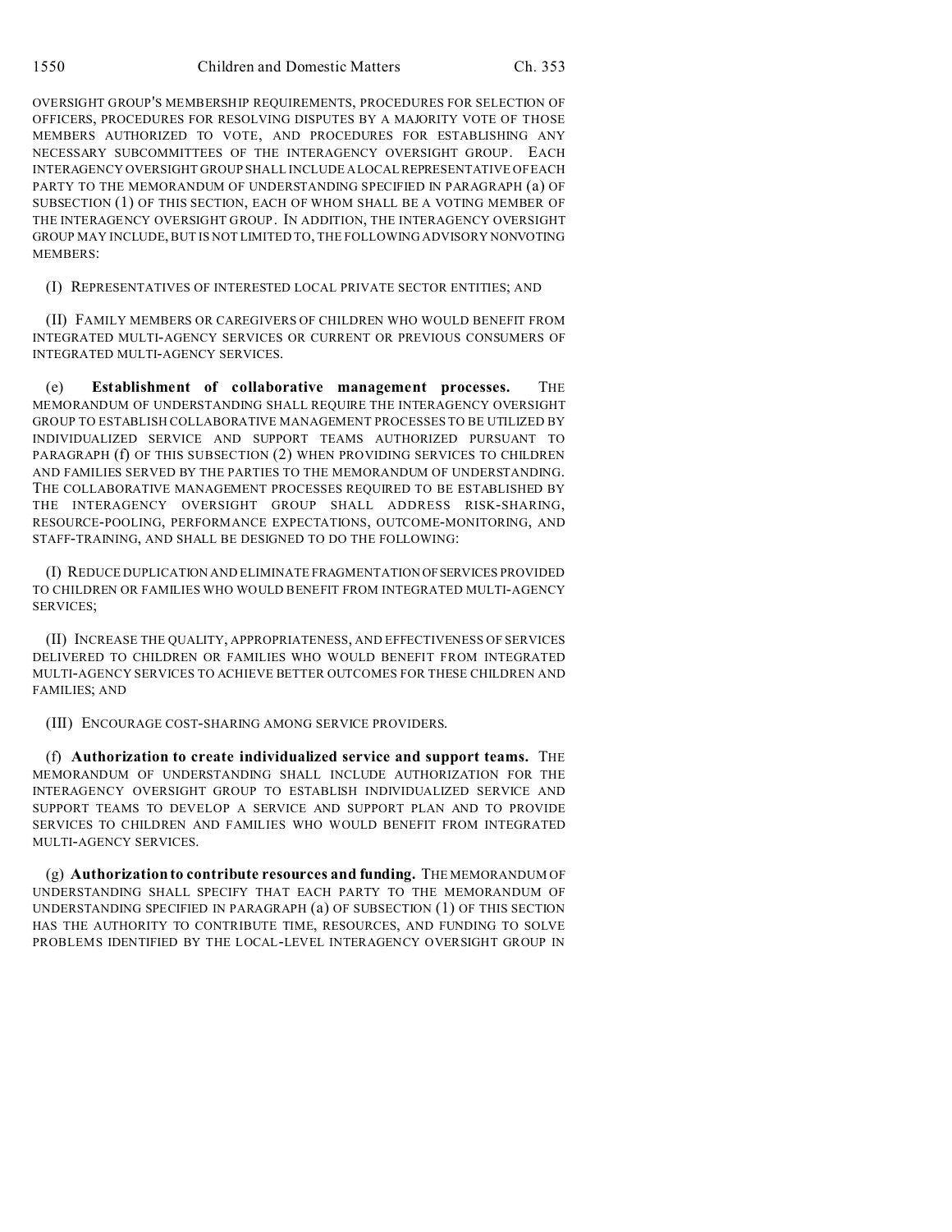OVERSIGHT GROUP'S MEMBERSHIP REQUIREMENTS, PROCEDURES FOR SELECTION OF OFFICERS, PROCEDURES FOR RESOLVING DISPUTES BY A MAJORITY VOTE OF THOSE MEMBERS AUTHORIZED TO VOTE, AND PROCEDURES FOR ESTABLISHING ANY NECESSARY SUBCOMMITTEES OF THE INTERAGENCY OVERSIGHT GROUP. EACH INTERAGENCY OVERSIGHT GROUP SHALL INCLUDE A LOCAL REPRESENTATIVE OF EACH PARTY TO THE MEMORANDUM OF UNDERSTANDING SPECIFIED IN PARAGRAPH (a) OF SUBSECTION (1) OF THIS SECTION, EACH OF WHOM SHALL BE A VOTING MEMBER OF THE INTERAGENCY OVERSIGHT GROUP. IN ADDITION, THE INTERAGENCY OVERSIGHT GROUP MAY INCLUDE, BUT IS NOT LIMITED TO, THE FOLLOWING ADVISORY NONVOTING MEMBERS:

(I) REPRESENTATIVES OF INTERESTED LOCAL PRIVATE SECTOR ENTITIES; AND

(II) FAMILY MEMBERS OR CAREGIVERS OF CHILDREN WHO WOULD BENEFIT FROM INTEGRATED MULTI-AGENCY SERVICES OR CURRENT OR PREVIOUS CONSUMERS OF INTEGRATED MULTI-AGENCY SERVICES.

(e) **Establishment of collaborative management processes.** THE MEMORANDUM OF UNDERSTANDING SHALL REQUIRE THE INTERAGENCY OVERSIGHT GROUP TO ESTABLISH COLLABORATIVE MANAGEMENT PROCESSES TO BE UTILIZED BY INDIVIDUALIZED SERVICE AND SUPPORT TEAMS AUTHORIZED PURSUANT TO PARAGRAPH (f) OF THIS SUBSECTION (2) WHEN PROVIDING SERVICES TO CHILDREN AND FAMILIES SERVED BY THE PARTIES TO THE MEMORANDUM OF UNDERSTANDING. THE COLLABORATIVE MANAGEMENT PROCESSES REQUIRED TO BE ESTABLISHED BY THE INTERAGENCY OVERSIGHT GROUP SHALL ADDRESS RISK-SHARING, RESOURCE-POOLING, PERFORMANCE EXPECTATIONS, OUTCOME-MONITORING, AND STAFF-TRAINING, AND SHALL BE DESIGNED TO DO THE FOLLOWING:

(I) REDUCE DUPLICATION AND ELIMINATE FRAGMENTATION OF SERVICES PROVIDED TO CHILDREN OR FAMILIES WHO WOULD BENEFIT FROM INTEGRATED MULTI-AGENCY SERVICES;

(II) INCREASE THE QUALITY, APPROPRIATENESS, AND EFFECTIVENESS OF SERVICES DELIVERED TO CHILDREN OR FAMILIES WHO WOULD BENEFIT FROM INTEGRATED MULTI-AGENCY SERVICES TO ACHIEVE BETTER OUTCOMES FOR THESE CHILDREN AND FAMILIES; AND

(III) ENCOURAGE COST-SHARING AMONG SERVICE PROVIDERS.

(f) **Authorization to create individualized service and support teams.** THE MEMORANDUM OF UNDERSTANDING SHALL INCLUDE AUTHORIZATION FOR THE INTERAGENCY OVERSIGHT GROUP TO ESTABLISH INDIVIDUALIZED SERVICE AND SUPPORT TEAMS TO DEVELOP A SERVICE AND SUPPORT PLAN AND TO PROVIDE SERVICES TO CHILDREN AND FAMILIES WHO WOULD BENEFIT FROM INTEGRATED MULTI-AGENCY SERVICES.

(g) **Authorization to contribute resources and funding.** THE MEMORANDUM OF UNDERSTANDING SHALL SPECIFY THAT EACH PARTY TO THE MEMORANDUM OF UNDERSTANDING SPECIFIED IN PARAGRAPH (a) OF SUBSECTION (1) OF THIS SECTION HAS THE AUTHORITY TO CONTRIBUTE TIME, RESOURCES, AND FUNDING TO SOLVE PROBLEMS IDENTIFIED BY THE LOCAL-LEVEL INTERAGENCY OVERSIGHT GROUP IN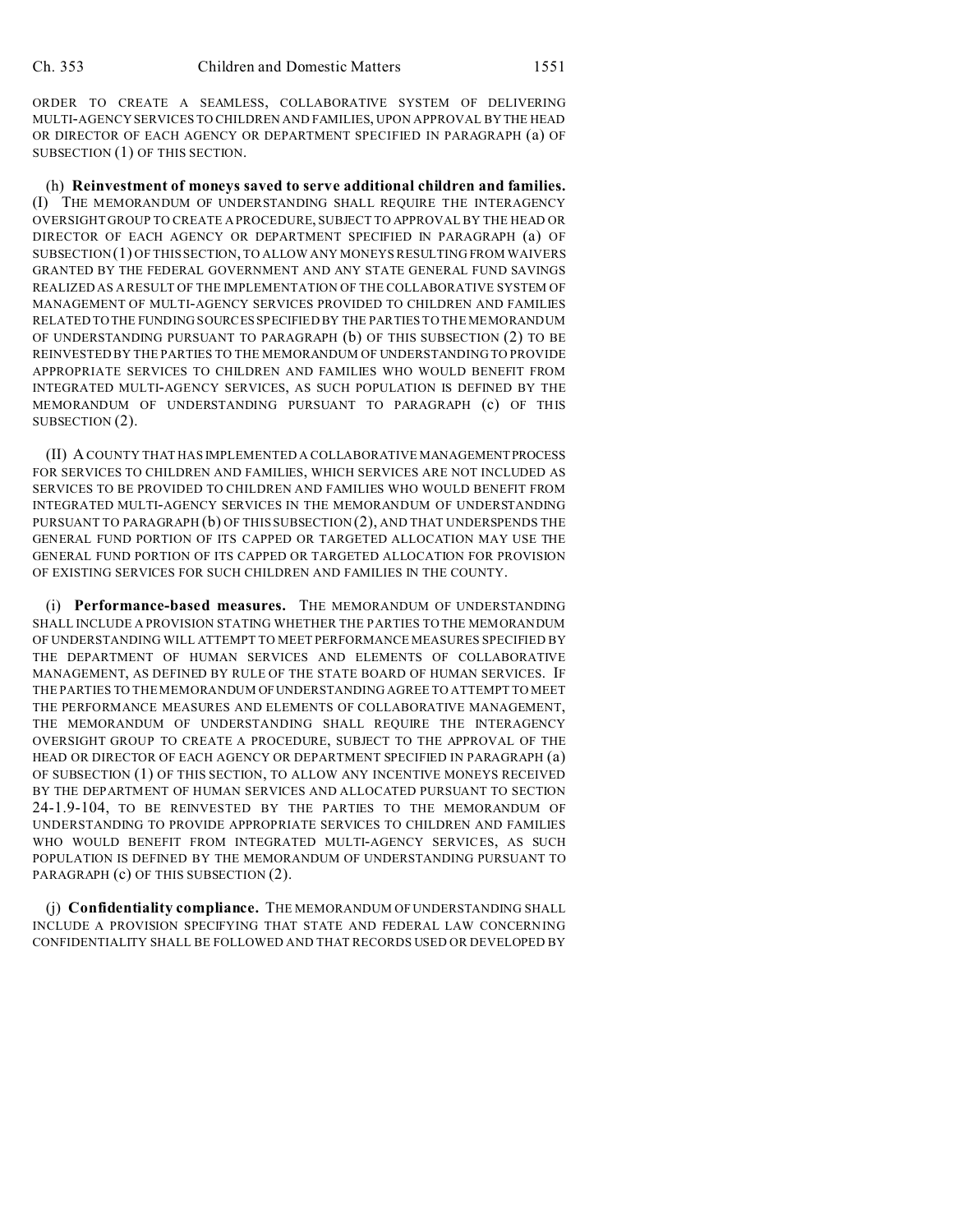ORDER TO CREATE A SEAMLESS, COLLABORATIVE SYSTEM OF DELIVERING MULTI-AGENCY SERVICES TO CHILDREN AND FAMILIES, UPON APPROVAL BY THE HEAD OR DIRECTOR OF EACH AGENCY OR DEPARTMENT SPECIFIED IN PARAGRAPH (a) OF SUBSECTION (1) OF THIS SECTION.

(h) **Reinvestment of moneys saved to serve additional children and families.** (I) THE MEMORANDUM OF UNDERSTANDING SHALL REQUIRE THE INTERAGENCY OVERSIGHT GROUP TO CREATE A PROCEDURE, SUBJECT TO APPROVAL BY THE HEAD OR DIRECTOR OF EACH AGENCY OR DEPARTMENT SPECIFIED IN PARAGRAPH (a) OF SUBSECTION (1) OF THIS SECTION, TO ALLOW ANY MONEYS RESULTING FROM WAIVERS GRANTED BY THE FEDERAL GOVERNMENT AND ANY STATE GENERAL FUND SAVINGS REALIZED AS A RESULT OF THE IMPLEMENTATION OF THE COLLABORATIVE SYSTEM OF MANAGEMENT OF MULTI-AGENCY SERVICES PROVIDED TO CHILDREN AND FAMILIES RELATED TO THE FUNDING SOURCES SPECIFIED BY THE PARTIES TO THE MEMORANDUM OF UNDERSTANDING PURSUANT TO PARAGRAPH (b) OF THIS SUBSECTION (2) TO BE REINVESTED BY THE PARTIES TO THE MEMORANDUM OF UNDERSTANDING TO PROVIDE APPROPRIATE SERVICES TO CHILDREN AND FAMILIES WHO WOULD BENEFIT FROM INTEGRATED MULTI-AGENCY SERVICES, AS SUCH POPULATION IS DEFINED BY THE MEMORANDUM OF UNDERSTANDING PURSUANT TO PARAGRAPH (c) OF THIS SUBSECTION (2).

(II) A COUNTY THAT HAS IMPLEMENTED A COLLABORATIVE MANAGEMENT PROCESS FOR SERVICES TO CHILDREN AND FAMILIES, WHICH SERVICES ARE NOT INCLUDED AS SERVICES TO BE PROVIDED TO CHILDREN AND FAMILIES WHO WOULD BENEFIT FROM INTEGRATED MULTI-AGENCY SERVICES IN THE MEMORANDUM OF UNDERSTANDING PURSUANT TO PARAGRAPH (b) OF THIS SUBSECTION (2), AND THAT UNDERSPENDS THE GENERAL FUND PORTION OF ITS CAPPED OR TARGETED ALLOCATION MAY USE THE GENERAL FUND PORTION OF ITS CAPPED OR TARGETED ALLOCATION FOR PROVISION OF EXISTING SERVICES FOR SUCH CHILDREN AND FAMILIES IN THE COUNTY.

(i) **Performance-based measures.** THE MEMORANDUM OF UNDERSTANDING SHALL INCLUDE A PROVISION STATING WHETHER THE PARTIES TO THE MEMORANDUM OF UNDERSTANDING WILL ATTEMPT TO MEET PERFORMANCE MEASURES SPECIFIED BY THE DEPARTMENT OF HUMAN SERVICES AND ELEMENTS OF COLLABORATIVE MANAGEMENT, AS DEFINED BY RULE OF THE STATE BOARD OF HUMAN SERVICES. IF THE PARTIES TO THE MEMORANDUM OF UNDERSTANDING AGREE TO ATTEMPT TO MEET THE PERFORMANCE MEASURES AND ELEMENTS OF COLLABORATIVE MANAGEMENT, THE MEMORANDUM OF UNDERSTANDING SHALL REQUIRE THE INTERAGENCY OVERSIGHT GROUP TO CREATE A PROCEDURE, SUBJECT TO THE APPROVAL OF THE HEAD OR DIRECTOR OF EACH AGENCY OR DEPARTMENT SPECIFIED IN PARAGRAPH (a) OF SUBSECTION (1) OF THIS SECTION, TO ALLOW ANY INCENTIVE MONEYS RECEIVED BY THE DEPARTMENT OF HUMAN SERVICES AND ALLOCATED PURSUANT TO SECTION 24-1.9-104, TO BE REINVESTED BY THE PARTIES TO THE MEMORANDUM OF UNDERSTANDING TO PROVIDE APPROPRIATE SERVICES TO CHILDREN AND FAMILIES WHO WOULD BENEFIT FROM INTEGRATED MULTI-AGENCY SERVICES, AS SUCH POPULATION IS DEFINED BY THE MEMORANDUM OF UNDERSTANDING PURSUANT TO PARAGRAPH (c) OF THIS SUBSECTION (2).

(j) **Confidentiality compliance.** THE MEMORANDUM OF UNDERSTANDING SHALL INCLUDE A PROVISION SPECIFYING THAT STATE AND FEDERAL LAW CONCERNING CONFIDENTIALITY SHALL BE FOLLOWED AND THAT RECORDS USED OR DEVELOPED BY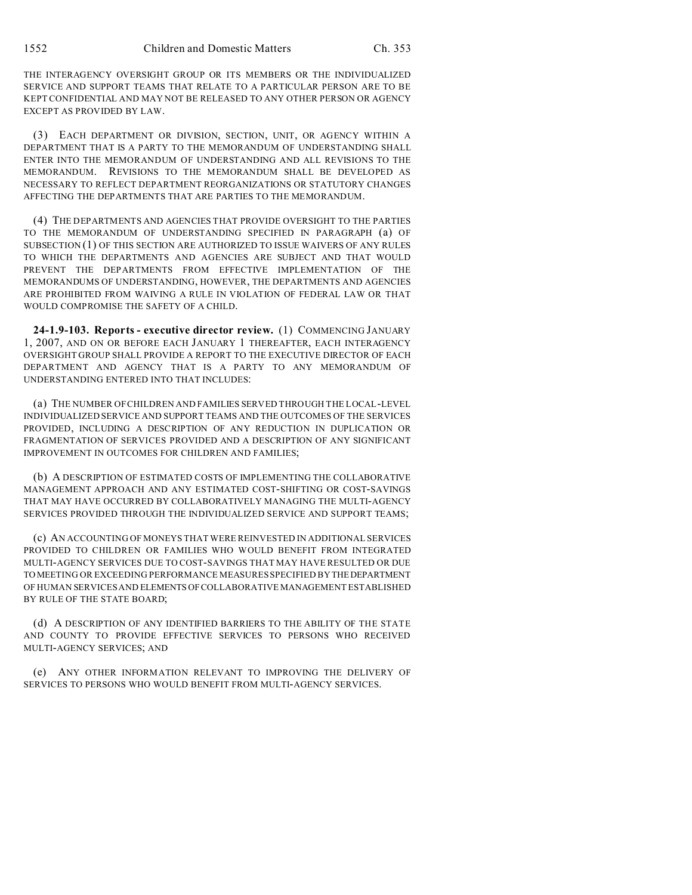THE INTERAGENCY OVERSIGHT GROUP OR ITS MEMBERS OR THE INDIVIDUALIZED SERVICE AND SUPPORT TEAMS THAT RELATE TO A PARTICULAR PERSON ARE TO BE KEPT CONFIDENTIAL AND MAY NOT BE RELEASED TO ANY OTHER PERSON OR AGENCY EXCEPT AS PROVIDED BY LAW.

(3) EACH DEPARTMENT OR DIVISION, SECTION, UNIT, OR AGENCY WITHIN A DEPARTMENT THAT IS A PARTY TO THE MEMORANDUM OF UNDERSTANDING SHALL ENTER INTO THE MEMORANDUM OF UNDERSTANDING AND ALL REVISIONS TO THE MEMORANDUM. REVISIONS TO THE MEMORANDUM SHALL BE DEVELOPED AS NECESSARY TO REFLECT DEPARTMENT REORGANIZATIONS OR STATUTORY CHANGES AFFECTING THE DEPARTMENTS THAT ARE PARTIES TO THE MEMORANDUM.

(4) THE DEPARTMENTS AND AGENCIES THAT PROVIDE OVERSIGHT TO THE PARTIES TO THE MEMORANDUM OF UNDERSTANDING SPECIFIED IN PARAGRAPH (a) OF SUBSECTION (1) OF THIS SECTION ARE AUTHORIZED TO ISSUE WAIVERS OF ANY RULES TO WHICH THE DEPARTMENTS AND AGENCIES ARE SUBJECT AND THAT WOULD PREVENT THE DEPARTMENTS FROM EFFECTIVE IMPLEMENTATION OF THE MEMORANDUMS OF UNDERSTANDING, HOWEVER, THE DEPARTMENTS AND AGENCIES ARE PROHIBITED FROM WAIVING A RULE IN VIOLATION OF FEDERAL LAW OR THAT WOULD COMPROMISE THE SAFETY OF A CHILD.

**24-1.9-103. Reports - executive director review.** (1) COMMENCING JANUARY 1, 2007, AND ON OR BEFORE EACH JANUARY 1 THEREAFTER, EACH INTERAGENCY OVERSIGHT GROUP SHALL PROVIDE A REPORT TO THE EXECUTIVE DIRECTOR OF EACH DEPARTMENT AND AGENCY THAT IS A PARTY TO ANY MEMORANDUM OF UNDERSTANDING ENTERED INTO THAT INCLUDES:

(a) THE NUMBER OF CHILDREN AND FAMILIES SERVED THROUGH THE LOCAL-LEVEL INDIVIDUALIZED SERVICE AND SUPPORT TEAMS AND THE OUTCOMES OF THE SERVICES PROVIDED, INCLUDING A DESCRIPTION OF ANY REDUCTION IN DUPLICATION OR FRAGMENTATION OF SERVICES PROVIDED AND A DESCRIPTION OF ANY SIGNIFICANT IMPROVEMENT IN OUTCOMES FOR CHILDREN AND FAMILIES;

(b) A DESCRIPTION OF ESTIMATED COSTS OF IMPLEMENTING THE COLLABORATIVE MANAGEMENT APPROACH AND ANY ESTIMATED COST-SHIFTING OR COST-SAVINGS THAT MAY HAVE OCCURRED BY COLLABORATIVELY MANAGING THE MULTI-AGENCY SERVICES PROVIDED THROUGH THE INDIVIDUALIZED SERVICE AND SUPPORT TEAMS;

(c) AN ACCOUNTING OF MONEYS THAT WERE REINVESTED IN ADDITIONAL SERVICES PROVIDED TO CHILDREN OR FAMILIES WHO WOULD BENEFIT FROM INTEGRATED MULTI-AGENCY SERVICES DUE TO COST-SAVINGS THAT MAY HAVE RESULTED OR DUE TO MEETING OR EXCEEDING PERFORMANCE MEASURES SPECIFIED BY THE DEPARTMENT OF HUMAN SERVICES AND ELEMENTS OF COLLABORATIVE MANAGEMENT ESTABLISHED BY RULE OF THE STATE BOARD;

(d) A DESCRIPTION OF ANY IDENTIFIED BARRIERS TO THE ABILITY OF THE STATE AND COUNTY TO PROVIDE EFFECTIVE SERVICES TO PERSONS WHO RECEIVED MULTI-AGENCY SERVICES; AND

(e) ANY OTHER INFORMATION RELEVANT TO IMPROVING THE DELIVERY OF SERVICES TO PERSONS WHO WOULD BENEFIT FROM MULTI-AGENCY SERVICES.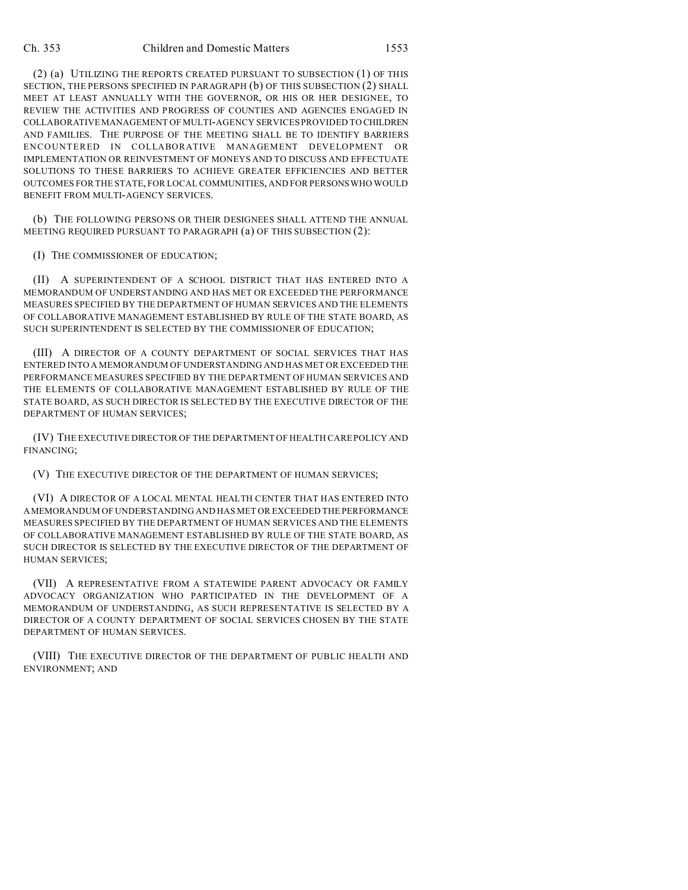(2) (a) UTILIZING THE REPORTS CREATED PURSUANT TO SUBSECTION (1) OF THIS SECTION, THE PERSONS SPECIFIED IN PARAGRAPH (b) OF THIS SUBSECTION (2) SHALL MEET AT LEAST ANNUALLY WITH THE GOVERNOR, OR HIS OR HER DESIGNEE, TO REVIEW THE ACTIVITIES AND PROGRESS OF COUNTIES AND AGENCIES ENGAGED IN COLLABORATIVE MANAGEMENT OF MULTI-AGENCY SERVICES PROVIDED TO CHILDREN AND FAMILIES. THE PURPOSE OF THE MEETING SHALL BE TO IDENTIFY BARRIERS ENCOUNTERED IN COLLABORATIVE MANAGEMENT DEVELOPMENT OR IMPLEMENTATION OR REINVESTMENT OF MONEYS AND TO DISCUSS AND EFFECTUATE SOLUTIONS TO THESE BARRIERS TO ACHIEVE GREATER EFFICIENCIES AND BETTER OUTCOMES FOR THE STATE, FOR LOCAL COMMUNITIES, AND FOR PERSONS WHO WOULD BENEFIT FROM MULTI-AGENCY SERVICES.

(b) THE FOLLOWING PERSONS OR THEIR DESIGNEES SHALL ATTEND THE ANNUAL MEETING REQUIRED PURSUANT TO PARAGRAPH (a) OF THIS SUBSECTION (2):

(I) THE COMMISSIONER OF EDUCATION;

(II) A SUPERINTENDENT OF A SCHOOL DISTRICT THAT HAS ENTERED INTO A MEMORANDUM OF UNDERSTANDING AND HAS MET OR EXCEEDED THE PERFORMANCE MEASURES SPECIFIED BY THE DEPARTMENT OF HUMAN SERVICES AND THE ELEMENTS OF COLLABORATIVE MANAGEMENT ESTABLISHED BY RULE OF THE STATE BOARD, AS SUCH SUPERINTENDENT IS SELECTED BY THE COMMISSIONER OF EDUCATION;

(III) A DIRECTOR OF A COUNTY DEPARTMENT OF SOCIAL SERVICES THAT HAS ENTERED INTO A MEMORANDUM OF UNDERSTANDING AND HAS MET OR EXCEEDED THE PERFORMANCE MEASURES SPECIFIED BY THE DEPARTMENT OF HUMAN SERVICES AND THE ELEMENTS OF COLLABORATIVE MANAGEMENT ESTABLISHED BY RULE OF THE STATE BOARD, AS SUCH DIRECTOR IS SELECTED BY THE EXECUTIVE DIRECTOR OF THE DEPARTMENT OF HUMAN SERVICES;

(IV) THE EXECUTIVE DIRECTOR OF THE DEPARTMENT OF HEALTH CARE POLICY AND FINANCING;

(V) THE EXECUTIVE DIRECTOR OF THE DEPARTMENT OF HUMAN SERVICES;

(VI) A DIRECTOR OF A LOCAL MENTAL HEALTH CENTER THAT HAS ENTERED INTO A MEMORANDUM OF UNDERSTANDING AND HAS MET OR EXCEEDED THE PERFORMANCE MEASURES SPECIFIED BY THE DEPARTMENT OF HUMAN SERVICES AND THE ELEMENTS OF COLLABORATIVE MANAGEMENT ESTABLISHED BY RULE OF THE STATE BOARD, AS SUCH DIRECTOR IS SELECTED BY THE EXECUTIVE DIRECTOR OF THE DEPARTMENT OF HUMAN SERVICES;

(VII) A REPRESENTATIVE FROM A STATEWIDE PARENT ADVOCACY OR FAMILY ADVOCACY ORGANIZATION WHO PARTICIPATED IN THE DEVELOPMENT OF A MEMORANDUM OF UNDERSTANDING, AS SUCH REPRESENTATIVE IS SELECTED BY A DIRECTOR OF A COUNTY DEPARTMENT OF SOCIAL SERVICES CHOSEN BY THE STATE DEPARTMENT OF HUMAN SERVICES.

(VIII) THE EXECUTIVE DIRECTOR OF THE DEPARTMENT OF PUBLIC HEALTH AND ENVIRONMENT; AND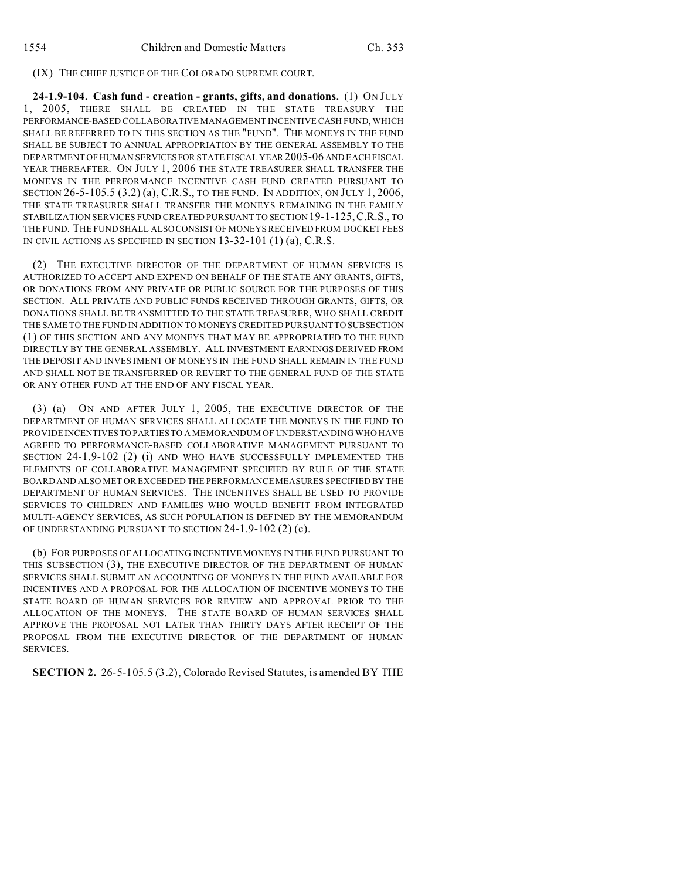(IX) THE CHIEF JUSTICE OF THE COLORADO SUPREME COURT.

**24-1.9-104. Cash fund - creation - grants, gifts, and donations.** (1) ON JULY 1, 2005, THERE SHALL BE CREATED IN THE STATE TREASURY THE PERFORMANCE-BASED COLLABORATIVE MANAGEMENT INCENTIVE CASH FUND, WHICH SHALL BE REFERRED TO IN THIS SECTION AS THE "FUND". THE MONEYS IN THE FUND SHALL BE SUBJECT TO ANNUAL APPROPRIATION BY THE GENERAL ASSEMBLY TO THE DEPARTMENT OF HUMAN SERVICES FOR STATE FISCAL YEAR 2005-06 AND EACH FISCAL YEAR THEREAFTER. ON JULY 1, 2006 THE STATE TREASURER SHALL TRANSFER THE MONEYS IN THE PERFORMANCE INCENTIVE CASH FUND CREATED PURSUANT TO SECTION 26-5-105.5 (3.2) (a), C.R.S., TO THE FUND. IN ADDITION, ON JULY 1, 2006, THE STATE TREASURER SHALL TRANSFER THE MONEYS REMAINING IN THE FAMILY STABILIZATION SERVICES FUND CREATED PURSUANT TO SECTION 19-1-125, C.R.S., TO THE FUND. THE FUND SHALL ALSO CONSIST OF MONEYS RECEIVED FROM DOCKET FEES IN CIVIL ACTIONS AS SPECIFIED IN SECTION 13-32-101 (1) (a), C.R.S.

(2) THE EXECUTIVE DIRECTOR OF THE DEPARTMENT OF HUMAN SERVICES IS AUTHORIZED TO ACCEPT AND EXPEND ON BEHALF OF THE STATE ANY GRANTS, GIFTS, OR DONATIONS FROM ANY PRIVATE OR PUBLIC SOURCE FOR THE PURPOSES OF THIS SECTION. ALL PRIVATE AND PUBLIC FUNDS RECEIVED THROUGH GRANTS, GIFTS, OR DONATIONS SHALL BE TRANSMITTED TO THE STATE TREASURER, WHO SHALL CREDIT THE SAME TO THE FUND IN ADDITION TO MONEYS CREDITED PURSUANT TO SUBSECTION (1) OF THIS SECTION AND ANY MONEYS THAT MAY BE APPROPRIATED TO THE FUND DIRECTLY BY THE GENERAL ASSEMBLY. ALL INVESTMENT EARNINGS DERIVED FROM THE DEPOSIT AND INVESTMENT OF MONEYS IN THE FUND SHALL REMAIN IN THE FUND AND SHALL NOT BE TRANSFERRED OR REVERT TO THE GENERAL FUND OF THE STATE OR ANY OTHER FUND AT THE END OF ANY FISCAL YEAR.

(3) (a) ON AND AFTER JULY 1, 2005, THE EXECUTIVE DIRECTOR OF THE DEPARTMENT OF HUMAN SERVICES SHALL ALLOCATE THE MONEYS IN THE FUND TO PROVIDE INCENTIVES TO PARTIES TO A MEMORANDUM OF UNDERSTANDING WHO HAVE AGREED TO PERFORMANCE-BASED COLLABORATIVE MANAGEMENT PURSUANT TO SECTION 24-1.9-102 (2) (i) AND WHO HAVE SUCCESSFULLY IMPLEMENTED THE ELEMENTS OF COLLABORATIVE MANAGEMENT SPECIFIED BY RULE OF THE STATE BOARD AND ALSO MET OR EXCEEDED THE PERFORMANCE MEASURES SPECIFIED BY THE DEPARTMENT OF HUMAN SERVICES. THE INCENTIVES SHALL BE USED TO PROVIDE SERVICES TO CHILDREN AND FAMILIES WHO WOULD BENEFIT FROM INTEGRATED MULTI-AGENCY SERVICES, AS SUCH POPULATION IS DEFINED BY THE MEMORANDUM OF UNDERSTANDING PURSUANT TO SECTION 24-1.9-102 (2) (c).

(b) FOR PURPOSES OF ALLOCATING INCENTIVE MONEYS IN THE FUND PURSUANT TO THIS SUBSECTION (3), THE EXECUTIVE DIRECTOR OF THE DEPARTMENT OF HUMAN SERVICES SHALL SUBMIT AN ACCOUNTING OF MONEYS IN THE FUND AVAILABLE FOR INCENTIVES AND A PROPOSAL FOR THE ALLOCATION OF INCENTIVE MONEYS TO THE STATE BOARD OF HUMAN SERVICES FOR REVIEW AND APPROVAL PRIOR TO THE ALLOCATION OF THE MONEYS. THE STATE BOARD OF HUMAN SERVICES SHALL APPROVE THE PROPOSAL NOT LATER THAN THIRTY DAYS AFTER RECEIPT OF THE PROPOSAL FROM THE EXECUTIVE DIRECTOR OF THE DEPARTMENT OF HUMAN SERVICES.

**SECTION 2.** 26-5-105.5 (3.2), Colorado Revised Statutes, is amended BY THE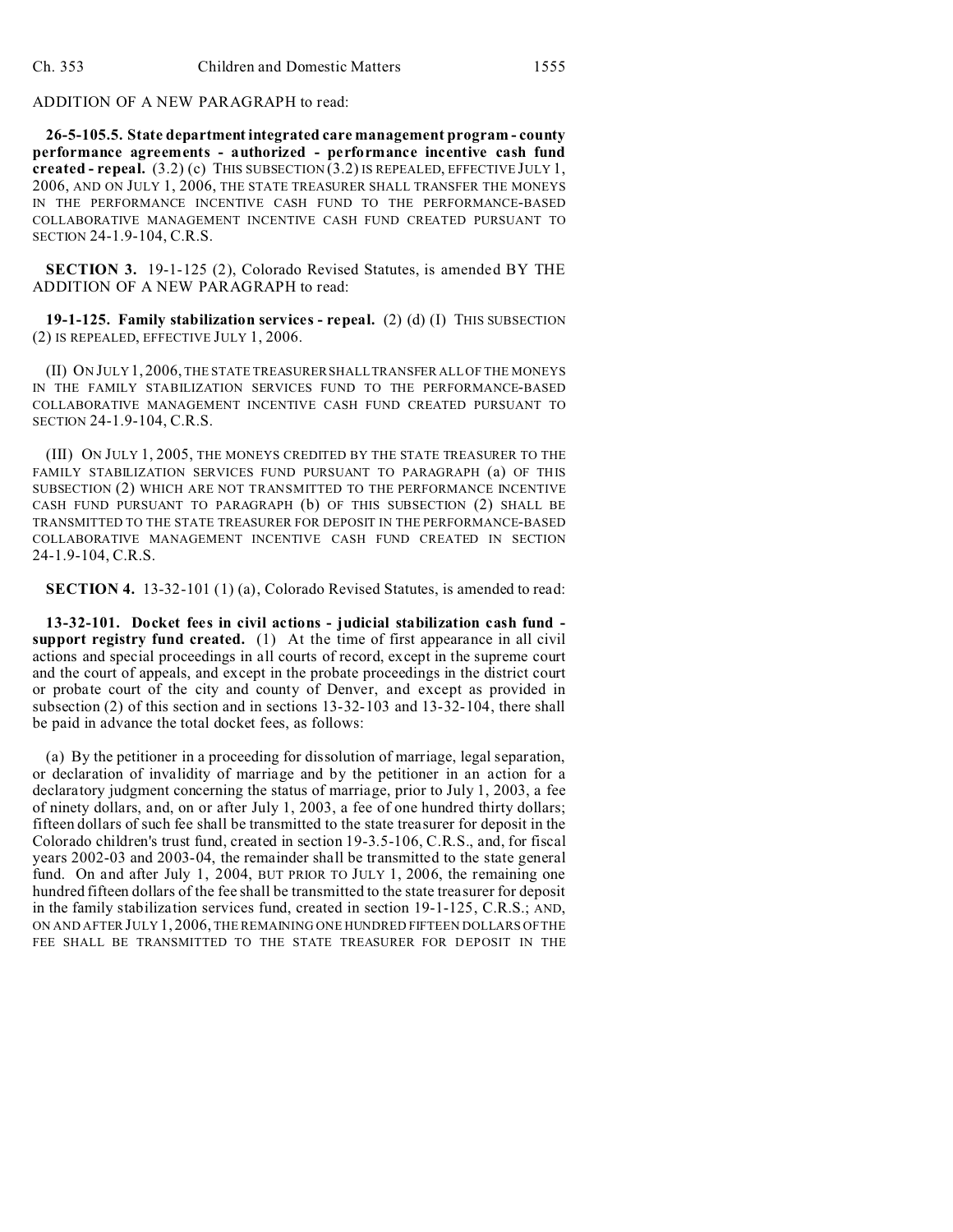ADDITION OF A NEW PARAGRAPH to read:

**26-5-105.5. State department integrated care management program - county performance agreements - authorized - performance incentive cash fund created - repeal.** (3.2) (c) THIS SUBSECTION (3.2) IS REPEALED, EFFECTIVE JULY 1, 2006, AND ON JULY 1, 2006, THE STATE TREASURER SHALL TRANSFER THE MONEYS IN THE PERFORMANCE INCENTIVE CASH FUND TO THE PERFORMANCE-BASED COLLABORATIVE MANAGEMENT INCENTIVE CASH FUND CREATED PURSUANT TO SECTION 24-1.9-104, C.R.S.

**SECTION 3.** 19-1-125 (2), Colorado Revised Statutes, is amended BY THE ADDITION OF A NEW PARAGRAPH to read:

**19-1-125. Family stabilization services - repeal.** (2) (d) (I) THIS SUBSECTION (2) IS REPEALED, EFFECTIVE JULY 1, 2006.

(II) ON JULY 1, 2006, THE STATE TREASURER SHALL TRANSFER ALL OF THE MONEYS IN THE FAMILY STABILIZATION SERVICES FUND TO THE PERFORMANCE-BASED COLLABORATIVE MANAGEMENT INCENTIVE CASH FUND CREATED PURSUANT TO SECTION 24-1.9-104, C.R.S.

(III) ON JULY 1, 2005, THE MONEYS CREDITED BY THE STATE TREASURER TO THE FAMILY STABILIZATION SERVICES FUND PURSUANT TO PARAGRAPH (a) OF THIS SUBSECTION (2) WHICH ARE NOT TRANSMITTED TO THE PERFORMANCE INCENTIVE CASH FUND PURSUANT TO PARAGRAPH (b) OF THIS SUBSECTION (2) SHALL BE TRANSMITTED TO THE STATE TREASURER FOR DEPOSIT IN THE PERFORMANCE-BASED COLLABORATIVE MANAGEMENT INCENTIVE CASH FUND CREATED IN SECTION 24-1.9-104, C.R.S.

**SECTION 4.** 13-32-101 (1) (a), Colorado Revised Statutes, is amended to read:

**13-32-101. Docket fees in civil actions - judicial stabilization cash fund - support registry fund created.** (1) At the time of first appearance in all civil actions and special proceedings in all courts of record, except in the supreme court and the court of appeals, and except in the probate proceedings in the district court or probate court of the city and county of Denver, and except as provided in subsection (2) of this section and in sections 13-32-103 and 13-32-104, there shall be paid in advance the total docket fees, as follows:

(a) By the petitioner in a proceeding for dissolution of marriage, legal separation, or declaration of invalidity of marriage and by the petitioner in an action for a declaratory judgment concerning the status of marriage, prior to July 1, 2003, a fee of ninety dollars, and, on or after July 1, 2003, a fee of one hundred thirty dollars; fifteen dollars of such fee shall be transmitted to the state treasurer for deposit in the Colorado children's trust fund, created in section 19-3.5-106, C.R.S., and, for fiscal years 2002-03 and 2003-04, the remainder shall be transmitted to the state general fund. On and after July 1, 2004, BUT PRIOR TO JULY 1, 2006, the remaining one hundred fifteen dollars of the fee shall be transmitted to the state treasurer for deposit in the family stabilization services fund, created in section 19-1-125, C.R.S.; AND, ON AND AFTER JULY 1, 2006, THE REMAINING ONE HUNDRED FIFTEEN DOLLARS OF THE FEE SHALL BE TRANSMITTED TO THE STATE TREASURER FOR DEPOSIT IN THE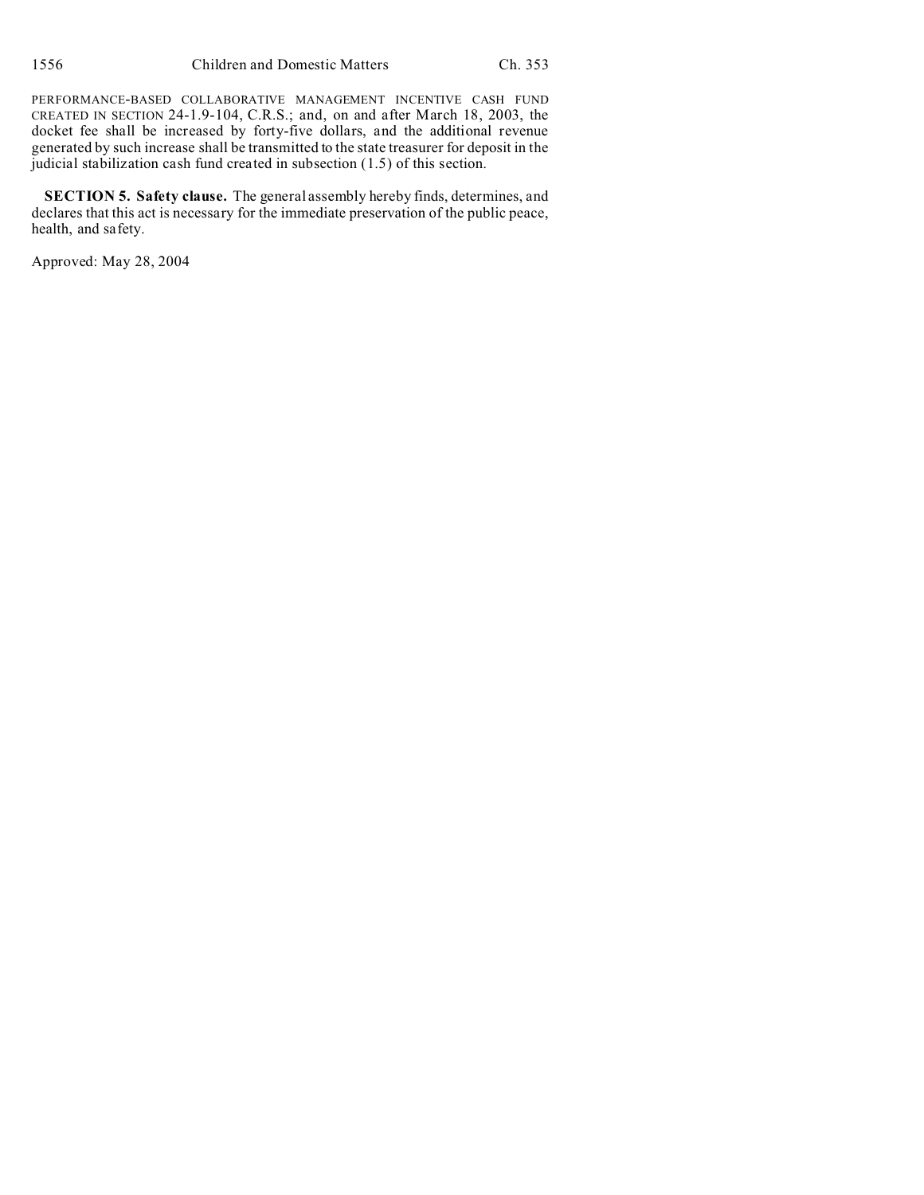PERFORMANCE-BASED COLLABORATIVE MANAGEMENT INCENTIVE CASH FUND CREATED IN SECTION 24-1.9-104, C.R.S.; and, on and after March 18, 2003, the docket fee shall be increased by forty-five dollars, and the additional revenue generated by such increase shall be transmitted to the state treasurer for deposit in the judicial stabilization cash fund created in subsection (1.5) of this section.

**SECTION 5. Safety clause.** The general assembly hereby finds, determines, and declares that this act is necessary for the immediate preservation of the public peace, health, and safety.

Approved: May 28, 2004